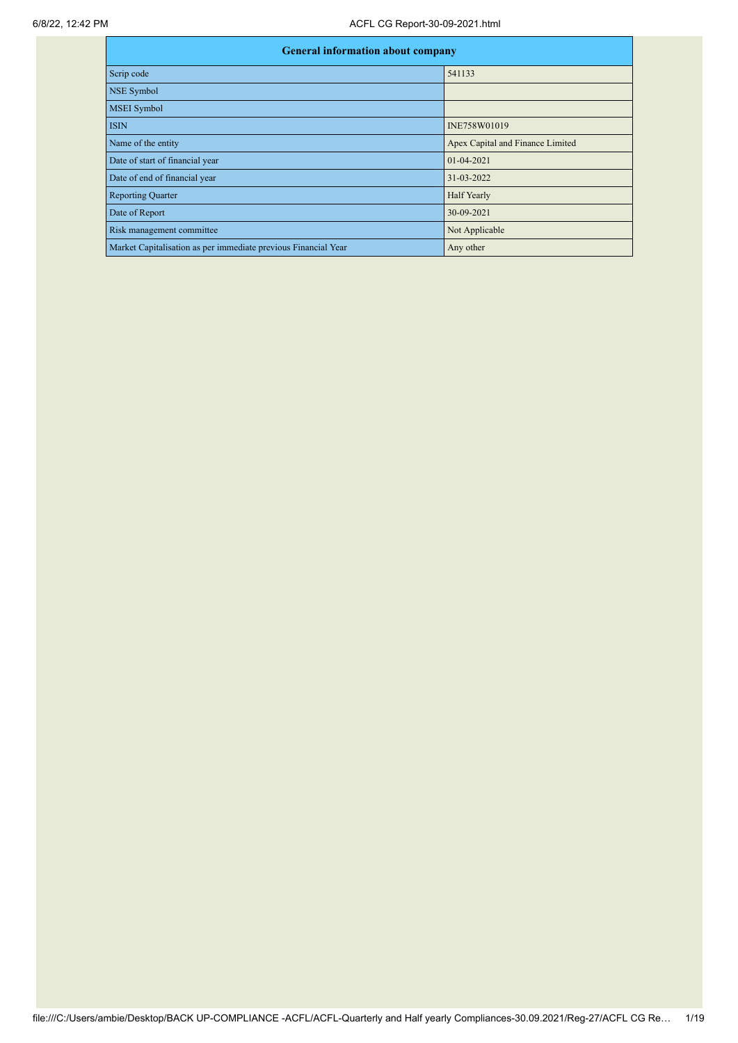| General information about company | |
|---|---|
| Scrip code | 541133 |
| NSE Symbol | |
| MSEI Symbol | |
| ISIN | INE758W01019 |
| Name of the entity | Apex Capital and Finance Limited |
| Date of start of financial year | 01-04-2021 |
| Date of end of financial year | 31-03-2022 |
| Reporting Quarter | Half Yearly |
| Date of Report | 30-09-2021 |
| Risk management committee | Not Applicable |
| Market Capitalisation as per immediate previous Financial Year | Any other |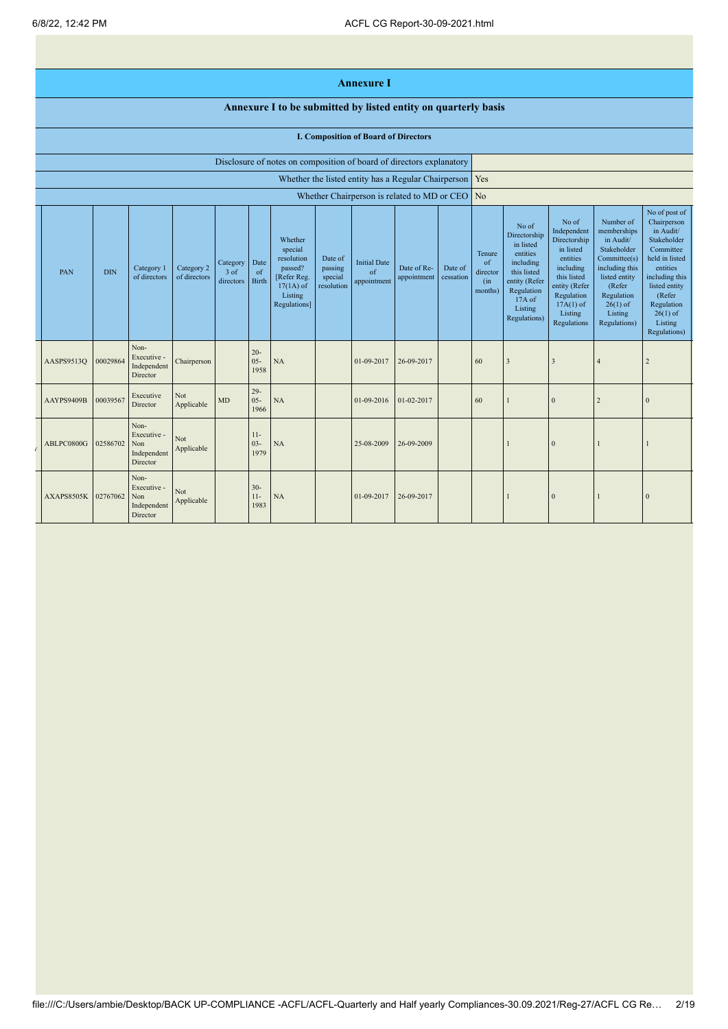# Annexure I

## Annexure I to be submitted by listed entity on quarterly basis

### I. Composition of Board of Directors

| Disclosure of notes on composition of board of directors explanatory | |
|---|---|
| Whether the listed entity has a Regular Chairperson | Yes |
| Whether Chairperson is related to MD or CEO | No |

| PAN | DIN | Category 1 of directors | Category 2 of directors | Category 3 of directors | Date of Birth | Whether special resolution passed? [Refer Reg. 17(1A) of Listing Regulations] | Date of passing special resolution | Initial Date of appointment | Date of Re-appointment | Date of cessation | Tenure of director (in months) | No of Directorship in listed entities including this listed entity (Refer Regulation 17A of Listing Regulations) | No of Independent Directorship in listed entities including this listed entity (Refer Regulation 17A(1) of Listing Regulations | Number of memberships in Audit/ Stakeholder Committee(s) including this listed entity (Refer Regulation 26(1) of Listing Regulations) | No of post of Chairperson in Audit/ Stakeholder Committee held in listed entities including this listed entity (Refer Regulation 26(1) of Listing Regulations) |
|---|---|---|---|---|---|---|---|---|---|---|---|---|---|---|---|
| AASPS9513Q | 00029864 | Non-Executive - Independent Director | Chairperson | | 20-05-1958 | NA | | 01-09-2017 | 26-09-2017 | | 60 | 3 | 3 | 4 | 2 |
| AAYPS9409B | 00039567 | Executive Director | Not Applicable | MD | 29-05-1966 | NA | | 01-09-2016 | 01-02-2017 | | 60 | 1 | 0 | 2 | 0 |
| ABLPC0800G | 02586702 | Non-Executive - Non Independent Director | Not Applicable | | 11-03-1979 | NA | | 25-08-2009 | 26-09-2009 | | | 1 | 0 | 1 | 1 |
| AXAPS8505K | 02767062 | Non-Executive - Non Independent Director | Not Applicable | | 30-11-1983 | NA | | 01-09-2017 | 26-09-2017 | | | 1 | 0 | 1 | 0 |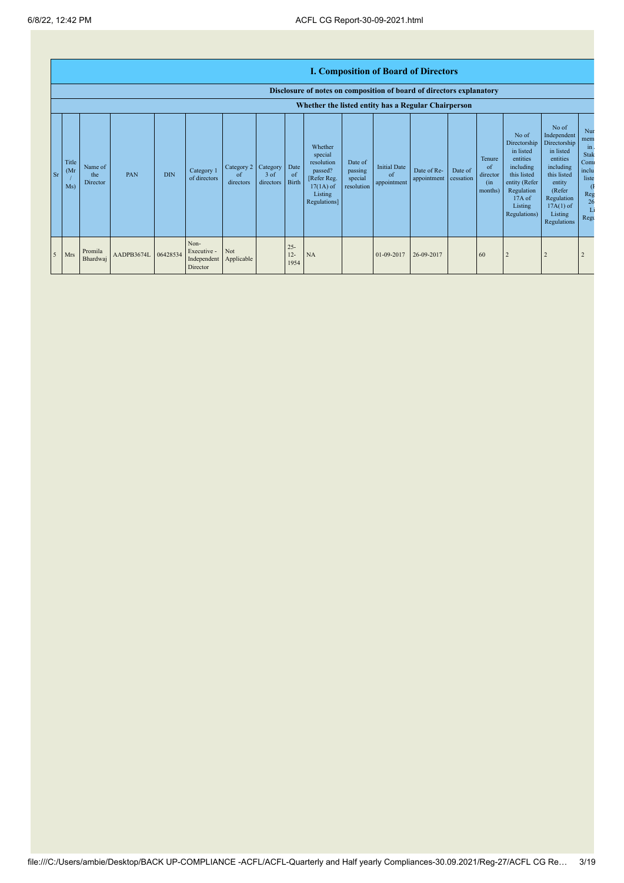# I. Composition of Board of Directors

**Disclosure of notes on composition of board of directors explanatory**

**Whether the listed entity has a Regular Chairperson**

| Sr | Title (Mr / Ms) | Name of the Director | PAN | DIN | Category 1 of directors | Category 2 of directors | Category 3 of directors | Date of Birth | Whether special resolution passed? [Refer Reg. 17(1A) of Listing Regulations] | Date of passing special resolution | Initial Date of appointment | Date of Re-appointment | Date of cessation | Tenure of director (in months) | No of Directorship in listed entities including this listed entity (Refer Regulation 17A of Listing Regulations) | No of Independent Directorship in listed entities including this listed entity (Refer Regulation 17A(1) of Listing Regulations | Nur mem in Stak Comi inclu liste (F Reg 26 Li Regu |
|---|---|---|---|---|---|---|---|---|---|---|---|---|---|---|---|---|---|
| 5 | Mrs | Promila Bhardwaj | AADPB3674L | 06428534 | Non-Executive - Independent Director | Not Applicable | | 25-12-1954 | NA | | 01-09-2017 | 26-09-2017 | | 60 | 2 | 2 | 2 |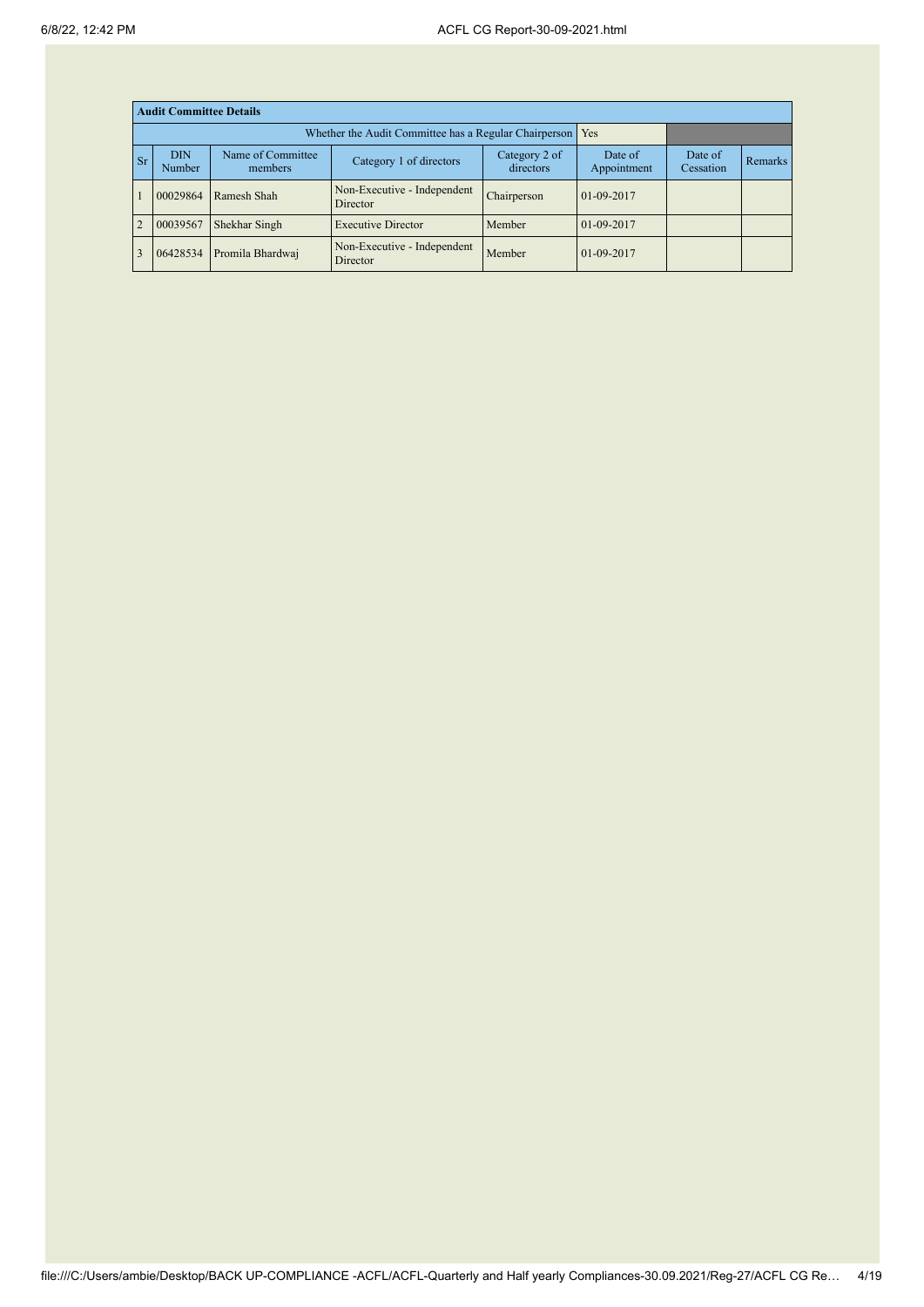| Audit Committee Details | | | | | | | |
|---|---|---|---|---|---|---|---|
| Whether the Audit Committee has a Regular Chairperson | | | | | Yes | | |
| Sr | DIN Number | Name of Committee members | Category 1 of directors | Category 2 of directors | Date of Appointment | Date of Cessation | Remarks |
| 1 | 00029864 | Ramesh Shah | Non-Executive - Independent Director | Chairperson | 01-09-2017 | | |
| 2 | 00039567 | Shekhar Singh | Executive Director | Member | 01-09-2017 | | |
| 3 | 06428534 | Promila Bhardwaj | Non-Executive - Independent Director | Member | 01-09-2017 | | |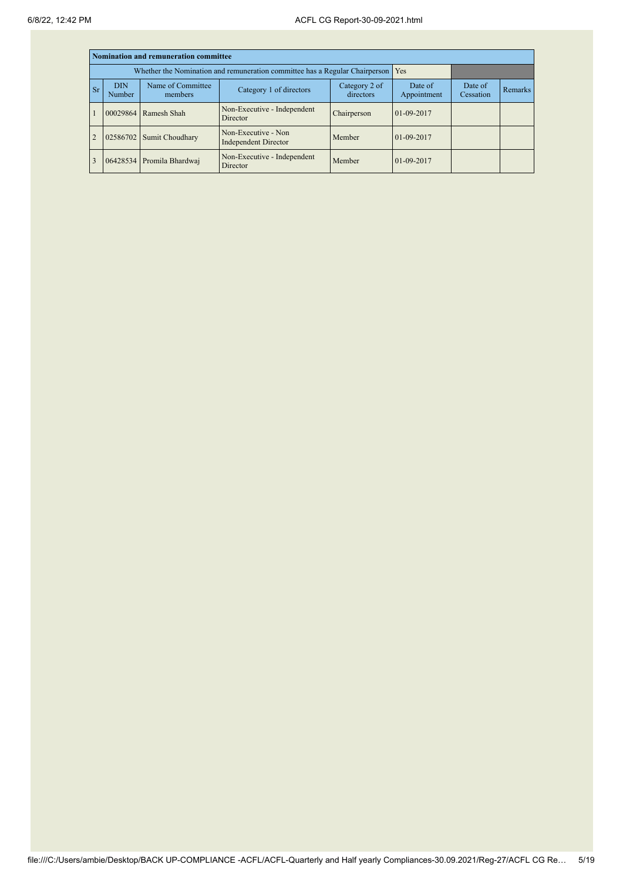| Nomination and remuneration committee | | | | | | | |
|---|---|---|---|---|---|---|---|
| Whether the Nomination and remuneration committee has a Regular Chairperson | | | | | Yes | | |
| Sr | DIN Number | Name of Committee members | Category 1 of directors | Category 2 of directors | Date of Appointment | Date of Cessation | Remarks |
| 1 | 00029864 | Ramesh Shah | Non-Executive - Independent Director | Chairperson | 01-09-2017 | | |
| 2 | 02586702 | Sumit Choudhary | Non-Executive - Non Independent Director | Member | 01-09-2017 | | |
| 3 | 06428534 | Promila Bhardwaj | Non-Executive - Independent Director | Member | 01-09-2017 | | |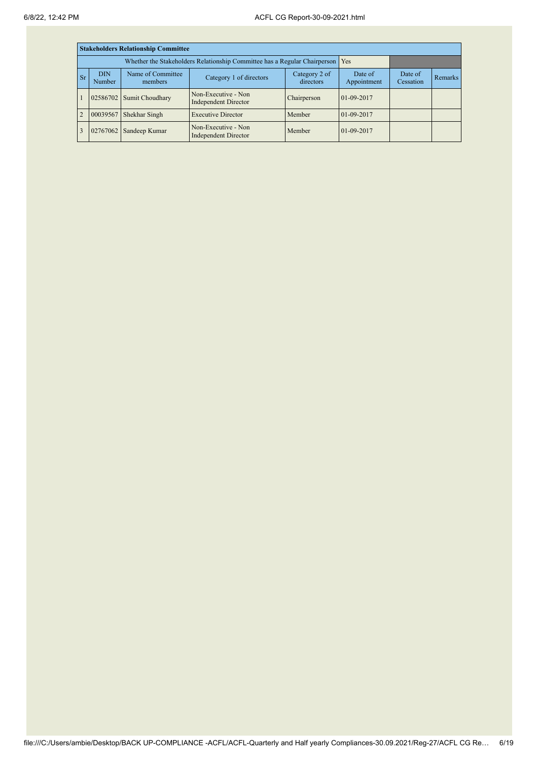| Stakeholders Relationship Committee | | | | | | | |
|---|---|---|---|---|---|---|---|
| Whether the Stakeholders Relationship Committee has a Regular Chairperson | | | | | Yes | | |
| Sr | DIN Number | Name of Committee members | Category 1 of directors | Category 2 of directors | Date of Appointment | Date of Cessation | Remarks |
| 1 | 02586702 | Sumit Choudhary | Non-Executive - Non Independent Director | Chairperson | 01-09-2017 | | |
| 2 | 00039567 | Shekhar Singh | Executive Director | Member | 01-09-2017 | | |
| 3 | 02767062 | Sandeep Kumar | Non-Executive - Non Independent Director | Member | 01-09-2017 | | |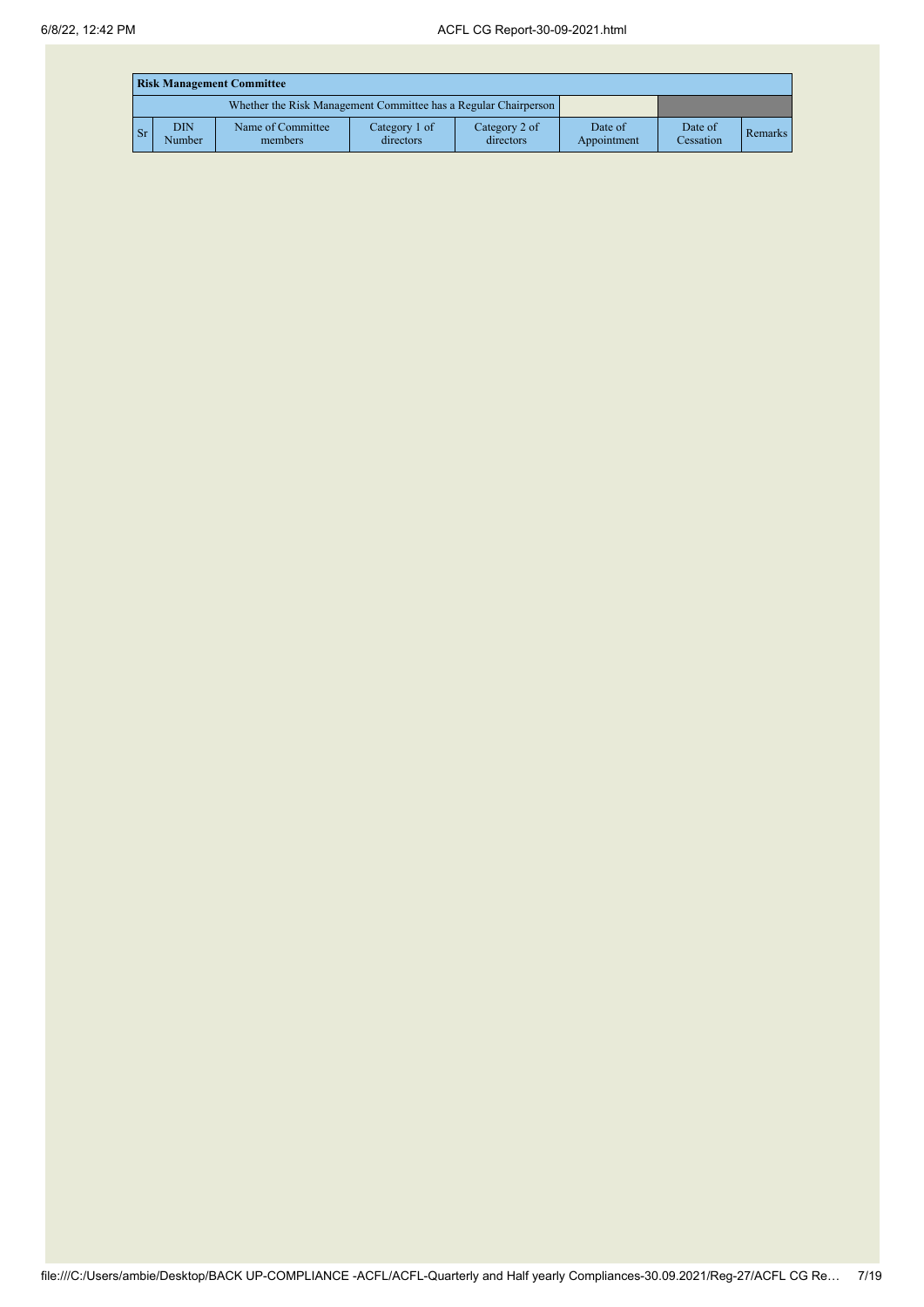| Risk Management Committee | | | | | | | |
|---|---|---|---|---|---|---|---|
| Whether the Risk Management Committee has a Regular Chairperson | | | | | | | |
| Sr | DIN Number | Name of Committee members | Category 1 of directors | Category 2 of directors | Date of Appointment | Date of Cessation | Remarks |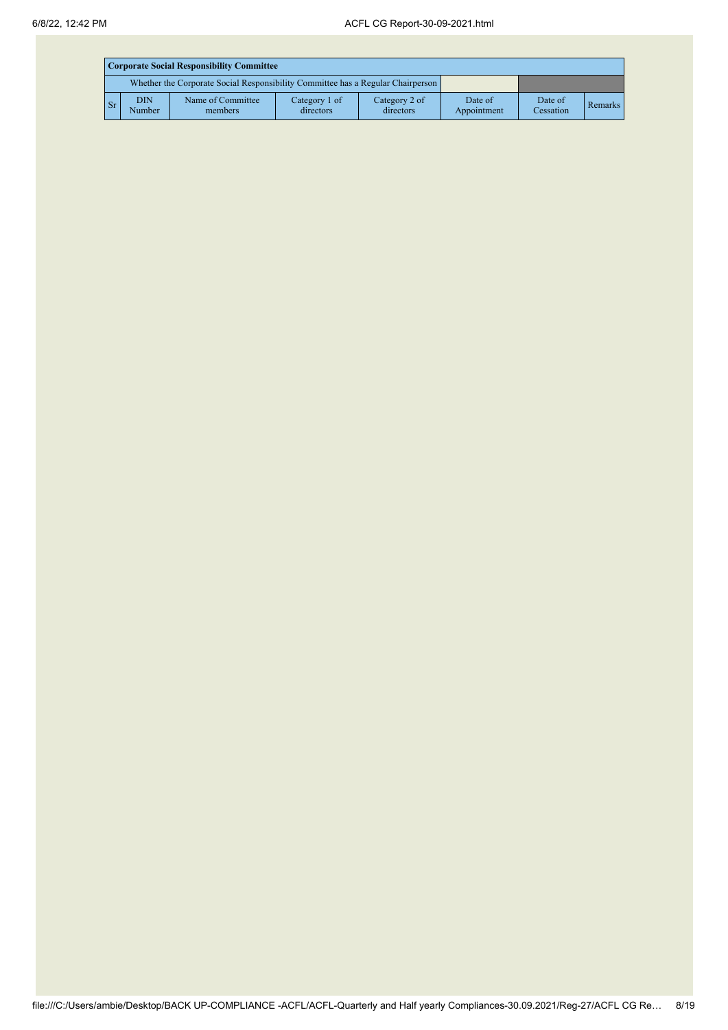| Corporate Social Responsibility Committee | | | | | | | |
|---|---|---|---|---|---|---|---|
| Whether the Corporate Social Responsibility Committee has a Regular Chairperson | | | | | | | |
| Sr | DIN Number | Name of Committee members | Category 1 of directors | Category 2 of directors | Date of Appointment | Date of Cessation | Remarks |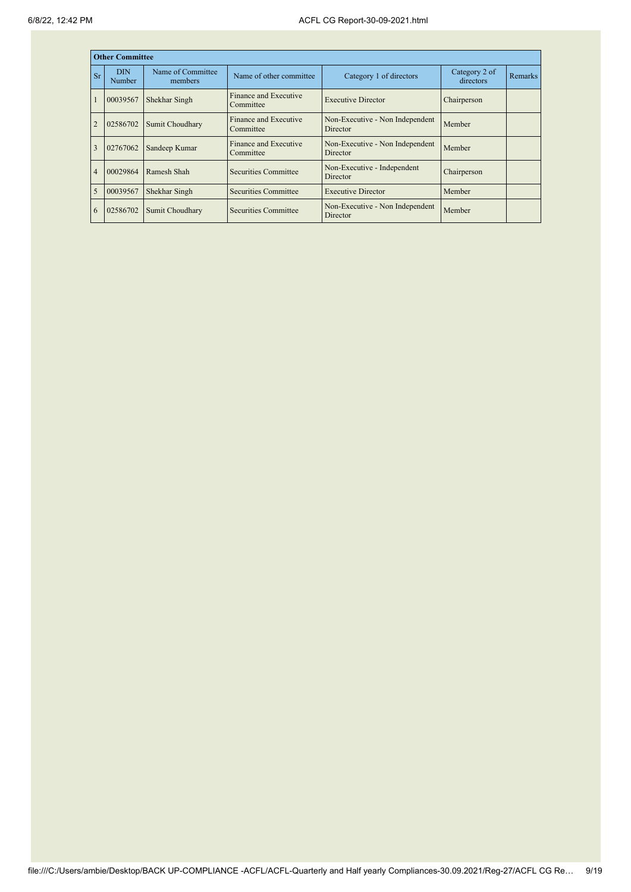| Other Committee | | | | | | |
|---|---|---|---|---|---|---|
| Sr | DIN Number | Name of Committee members | Name of other committee | Category 1 of directors | Category 2 of directors | Remarks |
| 1 | 00039567 | Shekhar Singh | Finance and Executive Committee | Executive Director | Chairperson | |
| 2 | 02586702 | Sumit Choudhary | Finance and Executive Committee | Non-Executive - Non Independent Director | Member | |
| 3 | 02767062 | Sandeep Kumar | Finance and Executive Committee | Non-Executive - Non Independent Director | Member | |
| 4 | 00029864 | Ramesh Shah | Securities Committee | Non-Executive - Independent Director | Chairperson | |
| 5 | 00039567 | Shekhar Singh | Securities Committee | Executive Director | Member | |
| 6 | 02586702 | Sumit Choudhary | Securities Committee | Non-Executive - Non Independent Director | Member | |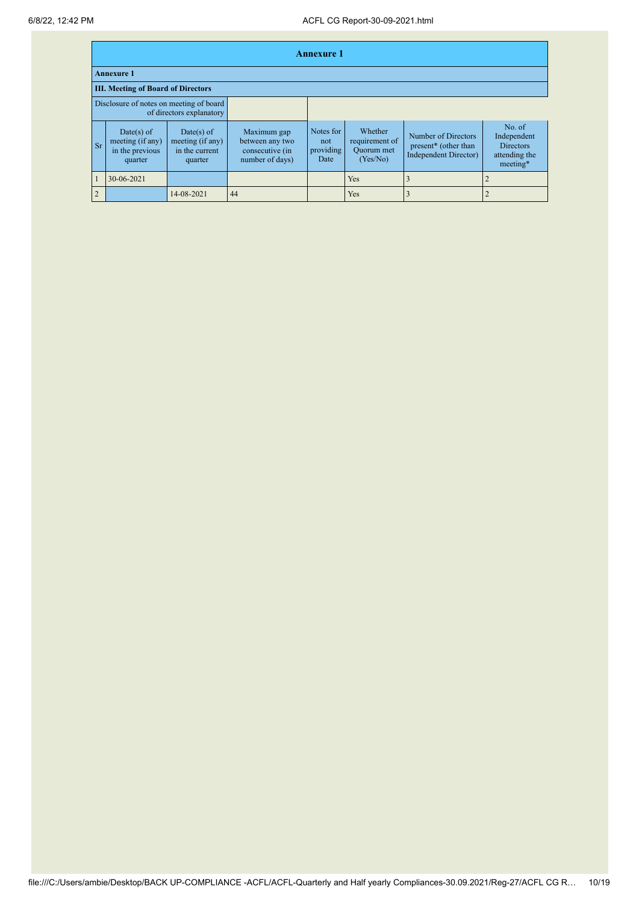## Annexure 1

### Annexure 1

### III. Meeting of Board of Directors

| Disclosure of notes on meeting of board of directors explanatory | |
|---|---|

| Sr | Date(s) of meeting (if any) in the previous quarter | Date(s) of meeting (if any) in the current quarter | Maximum gap between any two consecutive (in number of days) | Notes for not providing Date | Whether requirement of Quorum met (Yes/No) | Number of Directors present* (other than Independent Director) | No. of Independent Directors attending the meeting* |
|---|---|---|---|---|---|---|---|
| 1 | 30-06-2021 | | | | Yes | 3 | 2 |
| 2 | | 14-08-2021 | 44 | | Yes | 3 | 2 |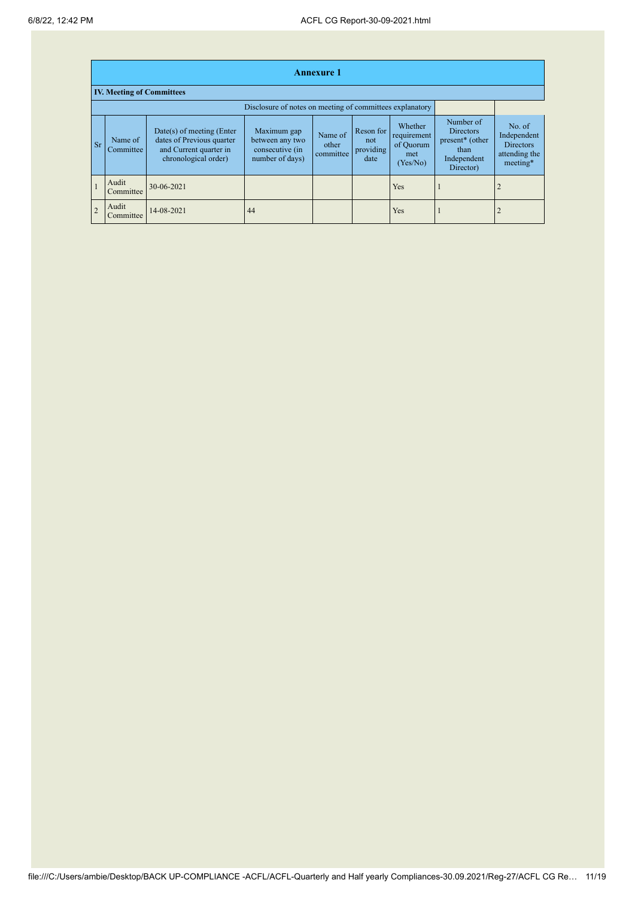## Annexure 1

### IV. Meeting of Committees

Disclosure of notes on meeting of committees explanatory

| Sr | Name of Committee | Date(s) of meeting (Enter dates of Previous quarter and Current quarter in chronological order) | Maximum gap between any two consecutive (in number of days) | Name of other committee | Reson for not providing date | Whether requirement of Quorum met (Yes/No) | Number of Directors present* (other than Independent Director) | No. of Independent Directors attending the meeting* |
|---|---|---|---|---|---|---|---|---|
| 1 | Audit Committee | 30-06-2021 | | | | Yes | 1 | 2 |
| 2 | Audit Committee | 14-08-2021 | 44 | | | Yes | 1 | 2 |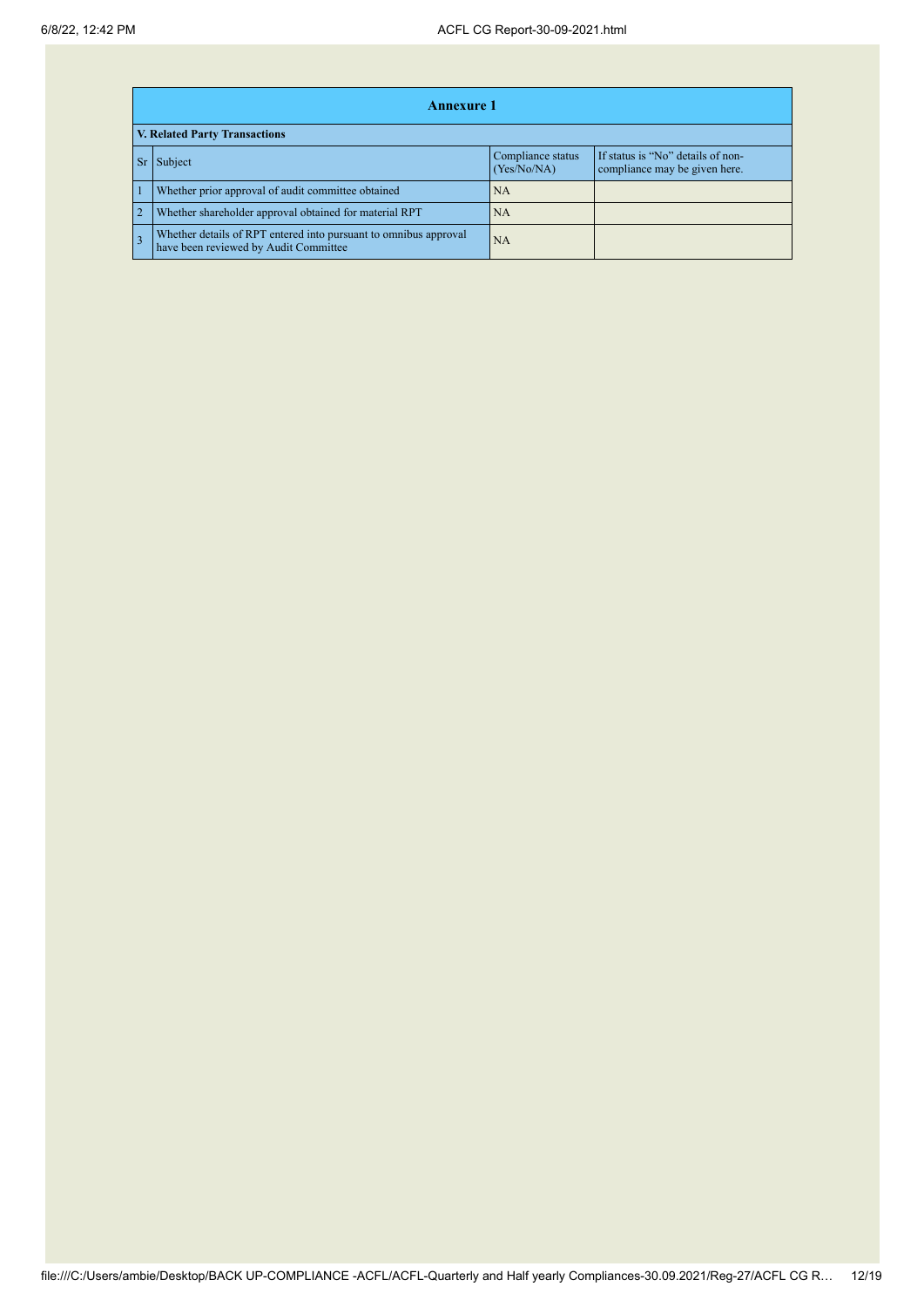## Annexure 1

### V. Related Party Transactions

| Sr | Subject | Compliance status (Yes/No/NA) | If status is "No" details of non-compliance may be given here. |
|---|---|---|---|
| 1 | Whether prior approval of audit committee obtained | NA | |
| 2 | Whether shareholder approval obtained for material RPT | NA | |
| 3 | Whether details of RPT entered into pursuant to omnibus approval have been reviewed by Audit Committee | NA | |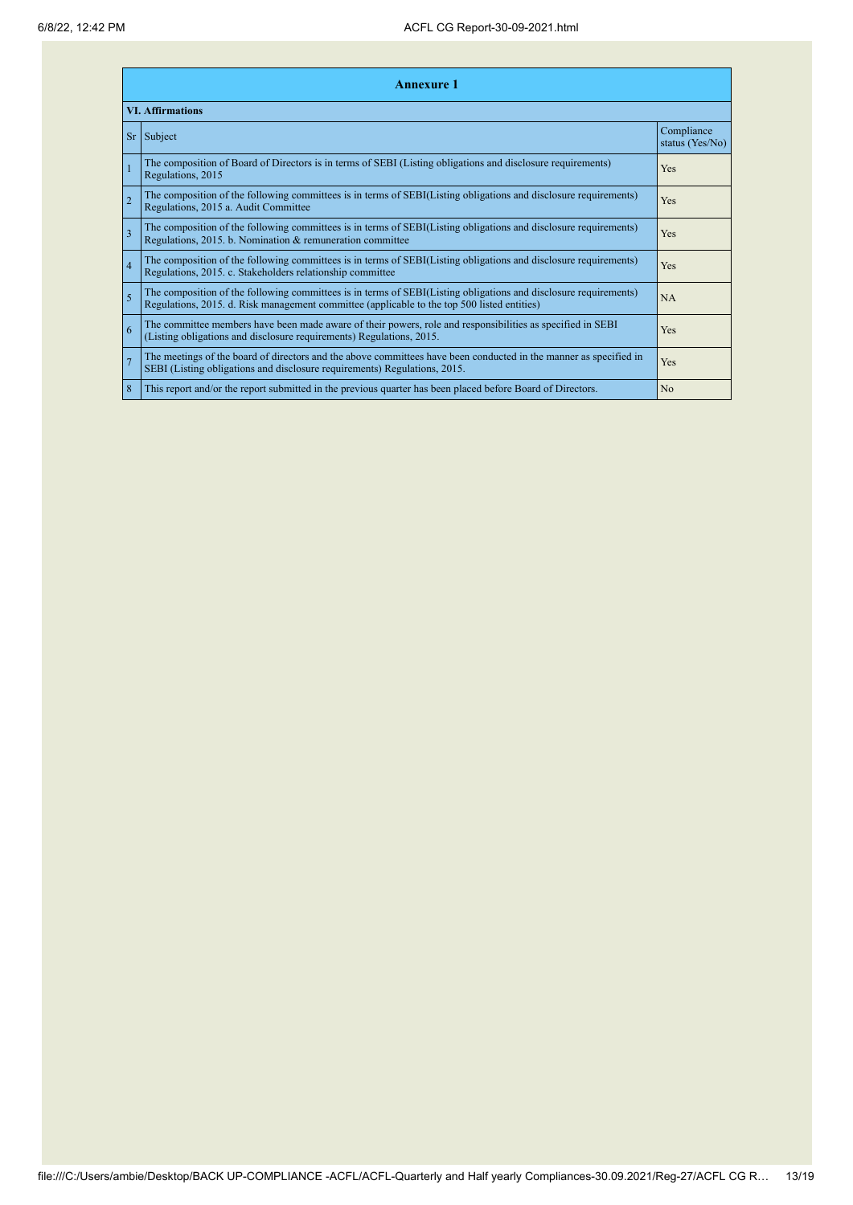## Annexure 1

### VI. Affirmations

| Sr | Subject | Compliance status (Yes/No) |
|---|---|---|
| 1 | The composition of Board of Directors is in terms of SEBI (Listing obligations and disclosure requirements) Regulations, 2015 | Yes |
| 2 | The composition of the following committees is in terms of SEBI(Listing obligations and disclosure requirements) Regulations, 2015 a. Audit Committee | Yes |
| 3 | The composition of the following committees is in terms of SEBI(Listing obligations and disclosure requirements) Regulations, 2015. b. Nomination & remuneration committee | Yes |
| 4 | The composition of the following committees is in terms of SEBI(Listing obligations and disclosure requirements) Regulations, 2015. c. Stakeholders relationship committee | Yes |
| 5 | The composition of the following committees is in terms of SEBI(Listing obligations and disclosure requirements) Regulations, 2015. d. Risk management committee (applicable to the top 500 listed entities) | NA |
| 6 | The committee members have been made aware of their powers, role and responsibilities as specified in SEBI (Listing obligations and disclosure requirements) Regulations, 2015. | Yes |
| 7 | The meetings of the board of directors and the above committees have been conducted in the manner as specified in SEBI (Listing obligations and disclosure requirements) Regulations, 2015. | Yes |
| 8 | This report and/or the report submitted in the previous quarter has been placed before Board of Directors. | No |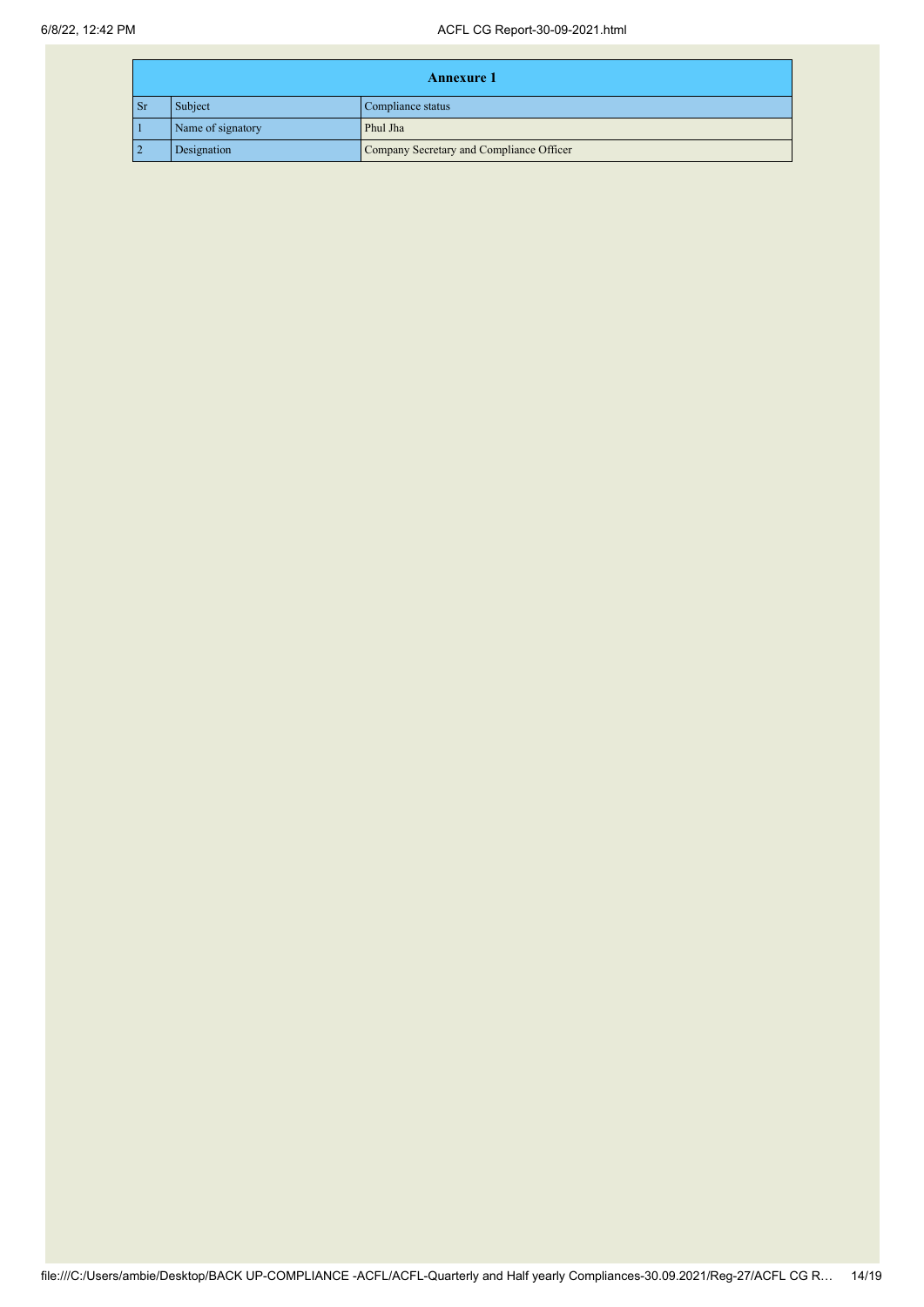| Annexure 1 | | |
|---|---|---|
| Sr | Subject | Compliance status |
| 1 | Name of signatory | Phul Jha |
| 2 | Designation | Company Secretary and Compliance Officer |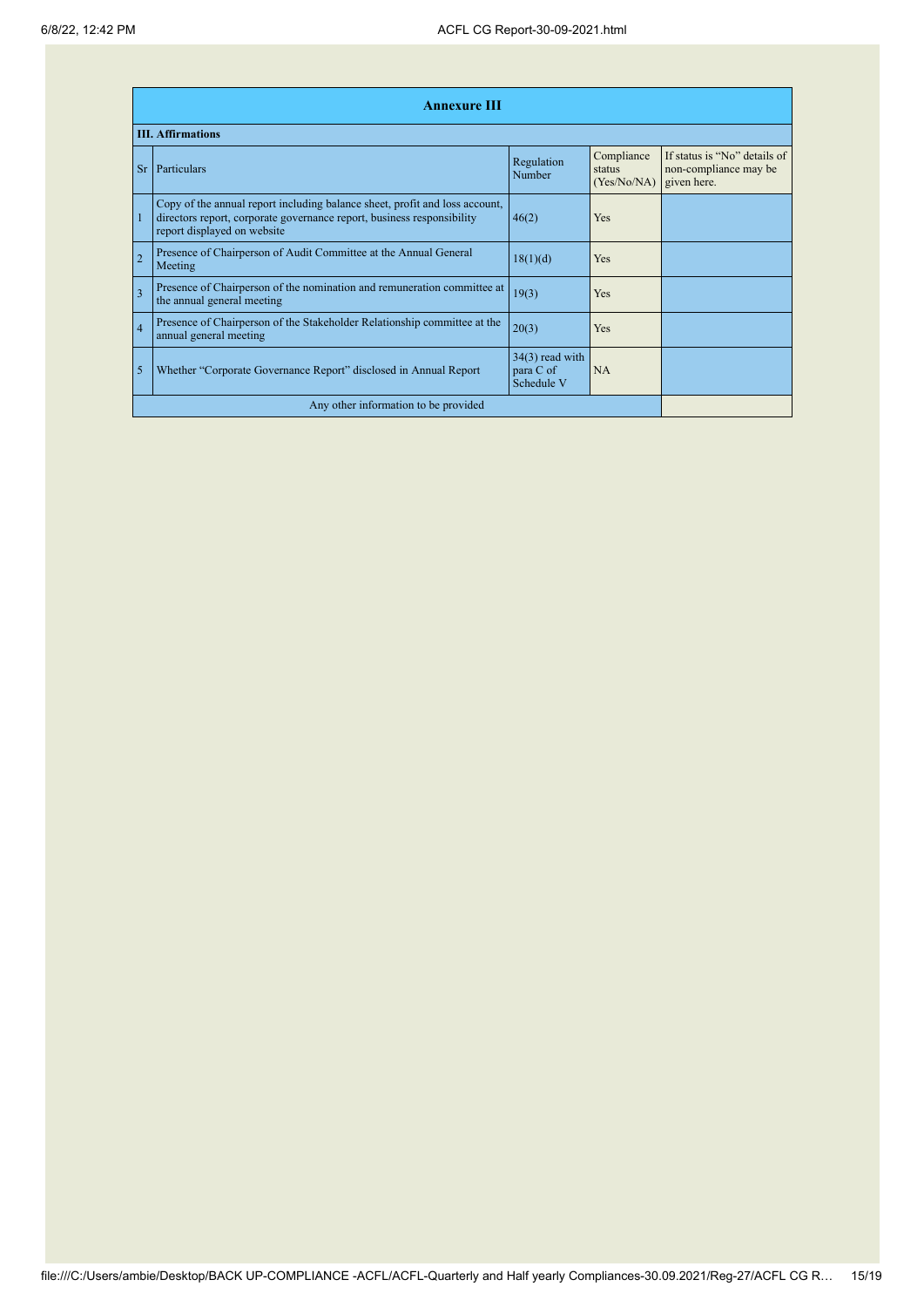## Annexure III

### III. Affirmations

| Sr | Particulars | Regulation Number | Compliance status (Yes/No/NA) | If status is "No" details of non-compliance may be given here. |
|---|---|---|---|---|
| 1 | Copy of the annual report including balance sheet, profit and loss account, directors report, corporate governance report, business responsibility report displayed on website | 46(2) | Yes | |
| 2 | Presence of Chairperson of Audit Committee at the Annual General Meeting | 18(1)(d) | Yes | |
| 3 | Presence of Chairperson of the nomination and remuneration committee at the annual general meeting | 19(3) | Yes | |
| 4 | Presence of Chairperson of the Stakeholder Relationship committee at the annual general meeting | 20(3) | Yes | |
| 5 | Whether "Corporate Governance Report" disclosed in Annual Report | 34(3) read with para C of Schedule V | NA | |
| | Any other information to be provided | | | |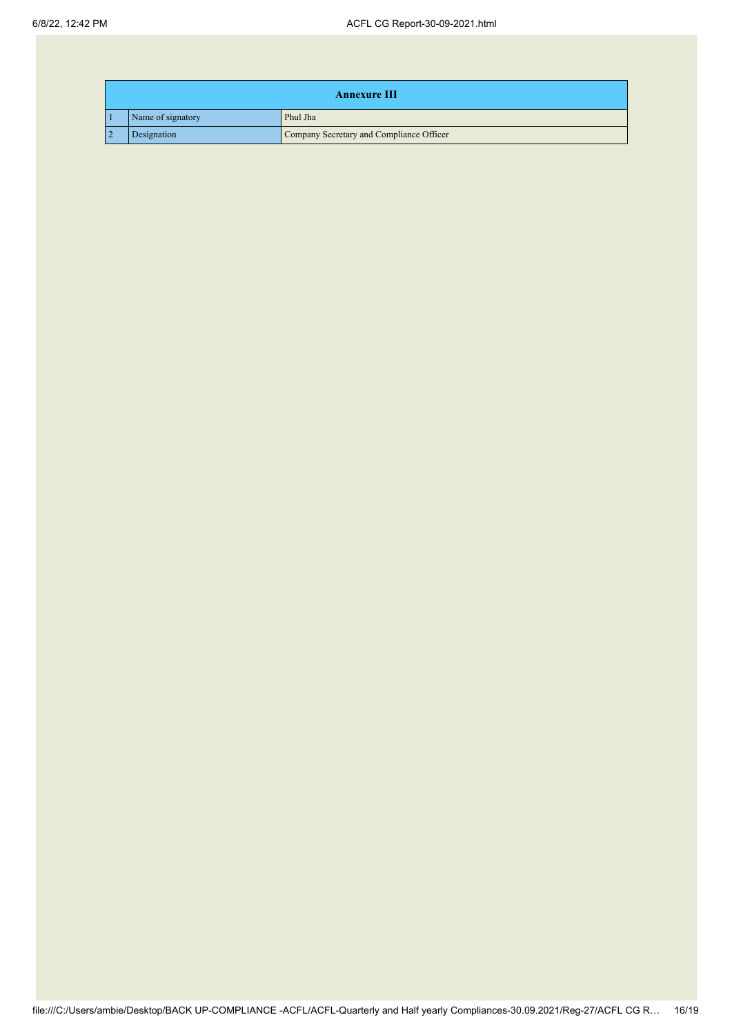| Annexure III | | |
|---|---|---|
| 1 | Name of signatory | Phul Jha |
| 2 | Designation | Company Secretary and Compliance Officer |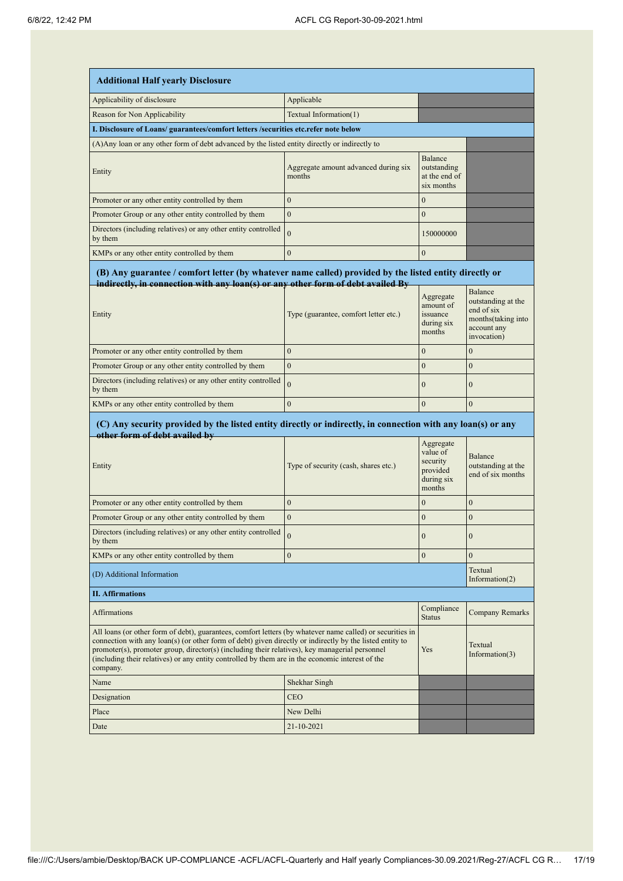| **Additional Half yearly Disclosure** | | | |
|---|---|---|---|
| Applicability of disclosure | Applicable | | |
| Reason for Non Applicability | Textual Information(1) | | |
| **I. Disclosure of Loans/ guarantees/comfort letters /securities etc.refer note below** | | | |
| (A)Any loan or any other form of debt advanced by the listed entity directly or indirectly to | | | |
| Entity | Aggregate amount advanced during six months | Balance outstanding at the end of six months | |
| Promoter or any other entity controlled by them | 0 | 0 | |
| Promoter Group or any other entity controlled by them | 0 | 0 | |
| Directors (including relatives) or any other entity controlled by them | 0 | 150000000 | |
| KMPs or any other entity controlled by them | 0 | 0 | |
| **(B) Any guarantee / comfort letter (by whatever name called) provided by the listed entity directly or indirectly, in connection with any loan(s) or any other form of debt availed By** | | | |
| Entity | Type (guarantee, comfort letter etc.) | Aggregate amount of issuance during six months | Balance outstanding at the end of six months(taking into account any invocation) |
| Promoter or any other entity controlled by them | 0 | 0 | 0 |
| Promoter Group or any other entity controlled by them | 0 | 0 | 0 |
| Directors (including relatives) or any other entity controlled by them | 0 | 0 | 0 |
| KMPs or any other entity controlled by them | 0 | 0 | 0 |
| **(C) Any security provided by the listed entity directly or indirectly, in connection with any loan(s) or any other form of debt availed by** | | | |
| Entity | Type of security (cash, shares etc.) | Aggregate value of security provided during six months | Balance outstanding at the end of six months |
| Promoter or any other entity controlled by them | 0 | 0 | 0 |
| Promoter Group or any other entity controlled by them | 0 | 0 | 0 |
| Directors (including relatives) or any other entity controlled by them | 0 | 0 | 0 |
| KMPs or any other entity controlled by them | 0 | 0 | 0 |
| (D) Additional Information | | | Textual Information(2) |
| **II. Affirmations** | | | |
| Affirmations | | Compliance Status | Company Remarks |
| All loans (or other form of debt), guarantees, comfort letters (by whatever name called) or securities in connection with any loan(s) (or other form of debt) given directly or indirectly by the listed entity to promoter(s), promoter group, director(s) (including their relatives), key managerial personnel (including their relatives) or any entity controlled by them are in the economic interest of the company. | | Yes | Textual Information(3) |
| Name | Shekhar Singh | | |
| Designation | CEO | | |
| Place | New Delhi | | |
| Date | 21-10-2021 | | |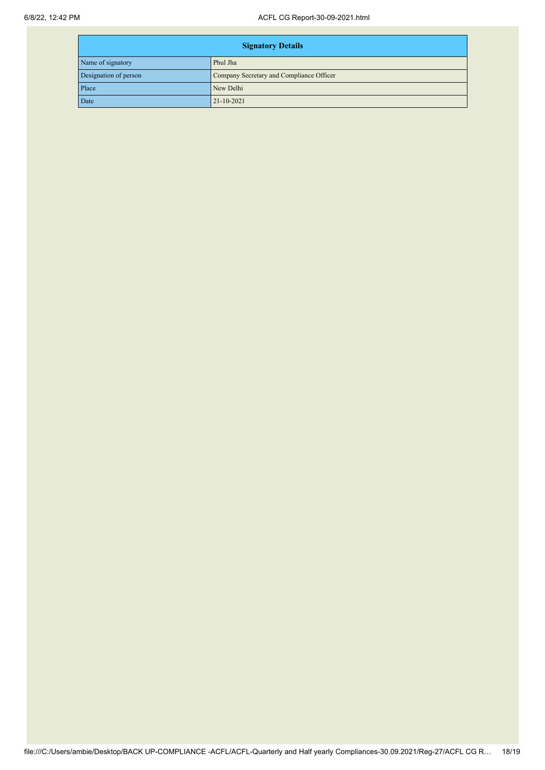| Signatory Details | |
|---|---|
| Name of signatory | Phul Jha |
| Designation of person | Company Secretary and Compliance Officer |
| Place | New Delhi |
| Date | 21-10-2021 |